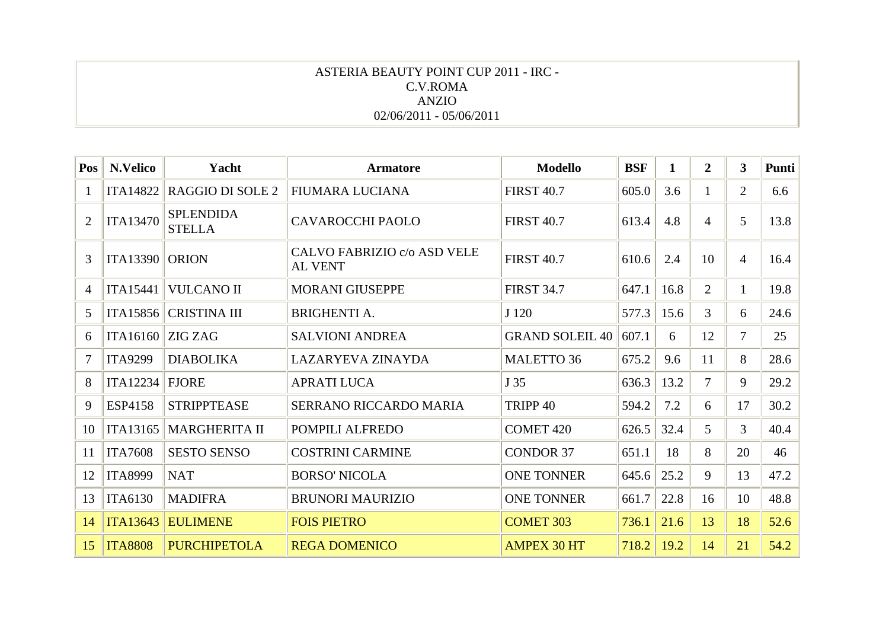ASTERIA BEAUTY POINT CUP 2011 - IRC -
C.V.ROMA
ANZIO
02/06/2011 - 05/06/2011

| Pos | N.Velico | Yacht | Armatore | Modello | BSF | 1 | 2 | 3 | Punti |
|---|---|---|---|---|---|---|---|---|---|
| 1 | ITA14822 | RAGGIO DI SOLE 2 | FIUMARA LUCIANA | FIRST 40.7 | 605.0 | 3.6 | 1 | 2 | 6.6 |
| 2 | ITA13470 | SPLENDIDA STELLA | CAVAROCCHI PAOLO | FIRST 40.7 | 613.4 | 4.8 | 4 | 5 | 13.8 |
| 3 | ITA13390 | ORION | CALVO FABRIZIO c/o ASD VELE AL VENT | FIRST 40.7 | 610.6 | 2.4 | 10 | 4 | 16.4 |
| 4 | ITA15441 | VULCANO II | MORANI GIUSEPPE | FIRST 34.7 | 647.1 | 16.8 | 2 | 1 | 19.8 |
| 5 | ITA15856 | CRISTINA III | BRIGHENTI A. | J 120 | 577.3 | 15.6 | 3 | 6 | 24.6 |
| 6 | ITA16160 | ZIG ZAG | SALVIONI ANDREA | GRAND SOLEIL 40 | 607.1 | 6 | 12 | 7 | 25 |
| 7 | ITA9299 | DIABOLIKA | LAZARYEVA ZINAYDA | MALETTO 36 | 675.2 | 9.6 | 11 | 8 | 28.6 |
| 8 | ITA12234 | FJORE | APRATI LUCA | J 35 | 636.3 | 13.2 | 7 | 9 | 29.2 |
| 9 | ESP4158 | STRIPPTEASE | SERRANO RICCARDO MARIA | TRIPP 40 | 594.2 | 7.2 | 6 | 17 | 30.2 |
| 10 | ITA13165 | MARGHERITA II | POMPILI ALFREDO | COMET 420 | 626.5 | 32.4 | 5 | 3 | 40.4 |
| 11 | ITA7608 | SESTO SENSO | COSTRINI CARMINE | CONDOR 37 | 651.1 | 18 | 8 | 20 | 46 |
| 12 | ITA8999 | NAT | BORSO' NICOLA | ONE TONNER | 645.6 | 25.2 | 9 | 13 | 47.2 |
| 13 | ITA6130 | MADIFRA | BRUNORI MAURIZIO | ONE TONNER | 661.7 | 22.8 | 16 | 10 | 48.8 |
| 14 | ITA13643 | EULIMENE | FOIS PIETRO | COMET 303 | 736.1 | 21.6 | 13 | 18 | 52.6 |
| 15 | ITA8808 | PURCHIPETOLA | REGA DOMENICO | AMPEX 30 HT | 718.2 | 19.2 | 14 | 21 | 54.2 |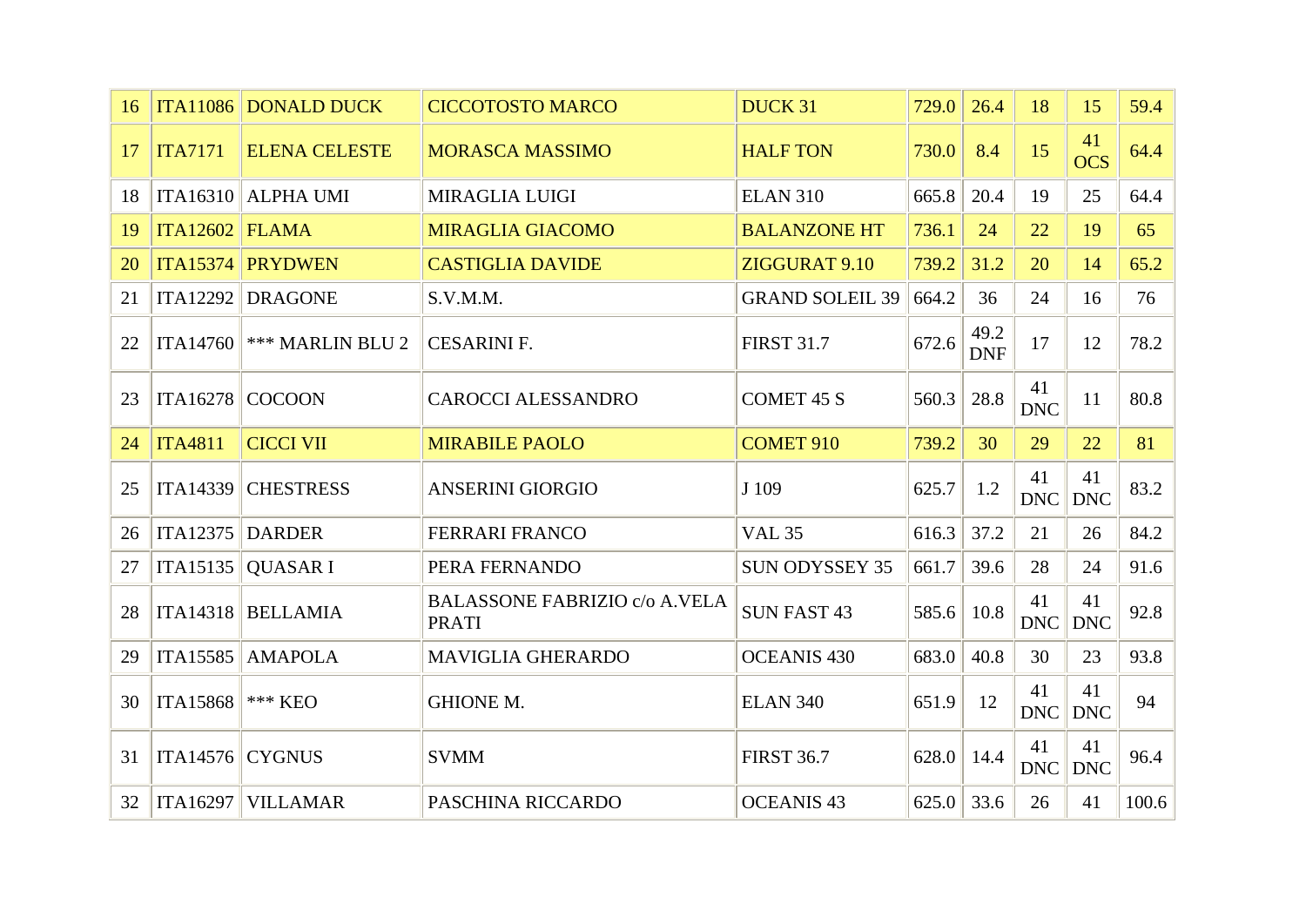| 16 | ITA11086 | DONALD DUCK | CICCOTOSTO MARCO | DUCK 31 | 729.0 | 26.4 | 18 | 15 | 59.4 |
|---|---|---|---|---|---|---|---|---|---|
| 17 | ITA7171 | ELENA CELESTE | MORASCA MASSIMO | HALF TON | 730.0 | 8.4 | 15 | 41 OCS | 64.4 |
| 18 | ITA16310 | ALPHA UMI | MIRAGLIA LUIGI | ELAN 310 | 665.8 | 20.4 | 19 | 25 | 64.4 |
| 19 | ITA12602 | FLAMA | MIRAGLIA GIACOMO | BALANZONE HT | 736.1 | 24 | 22 | 19 | 65 |
| 20 | ITA15374 | PRYDWEN | CASTIGLIA DAVIDE | ZIGGURAT 9.10 | 739.2 | 31.2 | 20 | 14 | 65.2 |
| 21 | ITA12292 | DRAGONE | S.V.M.M. | GRAND SOLEIL 39 | 664.2 | 36 | 24 | 16 | 76 |
| 22 | ITA14760 | *** MARLIN BLU 2 | CESARINI F. | FIRST 31.7 | 672.6 | 49.2 DNF | 17 | 12 | 78.2 |
| 23 | ITA16278 | COCOON | CAROCCI ALESSANDRO | COMET 45 S | 560.3 | 28.8 | 41 DNC | 11 | 80.8 |
| 24 | ITA4811 | CICCI VII | MIRABILE PAOLO | COMET 910 | 739.2 | 30 | 29 | 22 | 81 |
| 25 | ITA14339 | CHESTRESS | ANSERINI GIORGIO | J 109 | 625.7 | 1.2 | 41 DNC | 41 DNC | 83.2 |
| 26 | ITA12375 | DARDER | FERRARI FRANCO | VAL 35 | 616.3 | 37.2 | 21 | 26 | 84.2 |
| 27 | ITA15135 | QUASAR I | PERA FERNANDO | SUN ODYSSEY 35 | 661.7 | 39.6 | 28 | 24 | 91.6 |
| 28 | ITA14318 | BELLAMIA | BALASSONE FABRIZIO c/o A.VELA PRATI | SUN FAST 43 | 585.6 | 10.8 | 41 DNC | 41 DNC | 92.8 |
| 29 | ITA15585 | AMAPOLA | MAVIGLIA GHERARDO | OCEANIS 430 | 683.0 | 40.8 | 30 | 23 | 93.8 |
| 30 | ITA15868 | *** KEO | GHIONE M. | ELAN 340 | 651.9 | 12 | 41 DNC | 41 DNC | 94 |
| 31 | ITA14576 | CYGNUS | SVMM | FIRST 36.7 | 628.0 | 14.4 | 41 DNC | 41 DNC | 96.4 |
| 32 | ITA16297 | VILLAMAR | PASCHINA RICCARDO | OCEANIS 43 | 625.0 | 33.6 | 26 | 41 | 100.6 |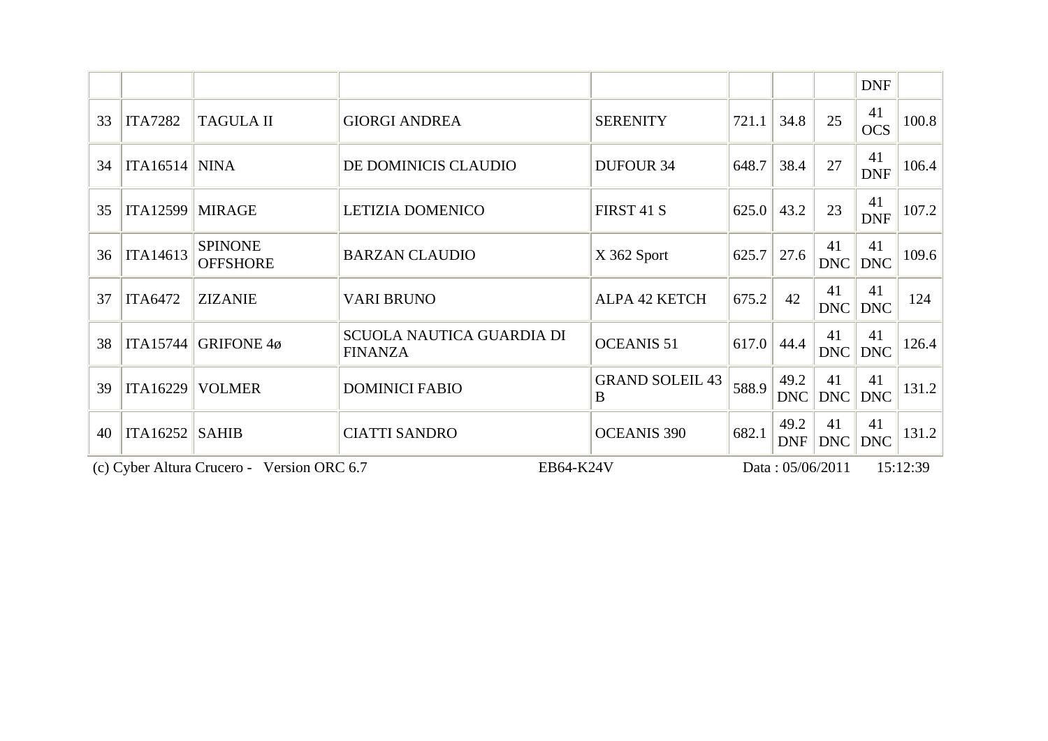| | | | | | | | | | |
|---|---|---|---|---|---|---|---|---|---|
| | | | | | | | | DNF | |
| 33 | ITA7282 | TAGULA II | GIORGI ANDREA | SERENITY | 721.1 | 34.8 | 25 | 41 OCS | 100.8 |
| 34 | ITA16514 | NINA | DE DOMINICIS CLAUDIO | DUFOUR 34 | 648.7 | 38.4 | 27 | 41 DNF | 106.4 |
| 35 | ITA12599 | MIRAGE | LETIZIA DOMENICO | FIRST 41 S | 625.0 | 43.2 | 23 | 41 DNF | 107.2 |
| 36 | ITA14613 | SPINONE OFFSHORE | BARZAN CLAUDIO | X 362 Sport | 625.7 | 27.6 | 41 DNC | 41 DNC | 109.6 |
| 37 | ITA6472 | ZIZANIE | VARI BRUNO | ALPA 42 KETCH | 675.2 | 42 | 41 DNC | 41 DNC | 124 |
| 38 | ITA15744 | GRIFONE 4ø | SCUOLA NAUTICA GUARDIA DI FINANZA | OCEANIS 51 | 617.0 | 44.4 | 41 DNC | 41 DNC | 126.4 |
| 39 | ITA16229 | VOLMER | DOMINICI FABIO | GRAND SOLEIL 43 B | 588.9 | 49.2 DNC | 41 DNC | 41 DNC | 131.2 |
| 40 | ITA16252 | SAHIB | CIATTI SANDRO | OCEANIS 390 | 682.1 | 49.2 DNF | 41 DNC | 41 DNC | 131.2 |

(c) Cyber Altura Crucero - Version ORC 6.7 EB64-K24V Data : 05/06/2011 15:12:39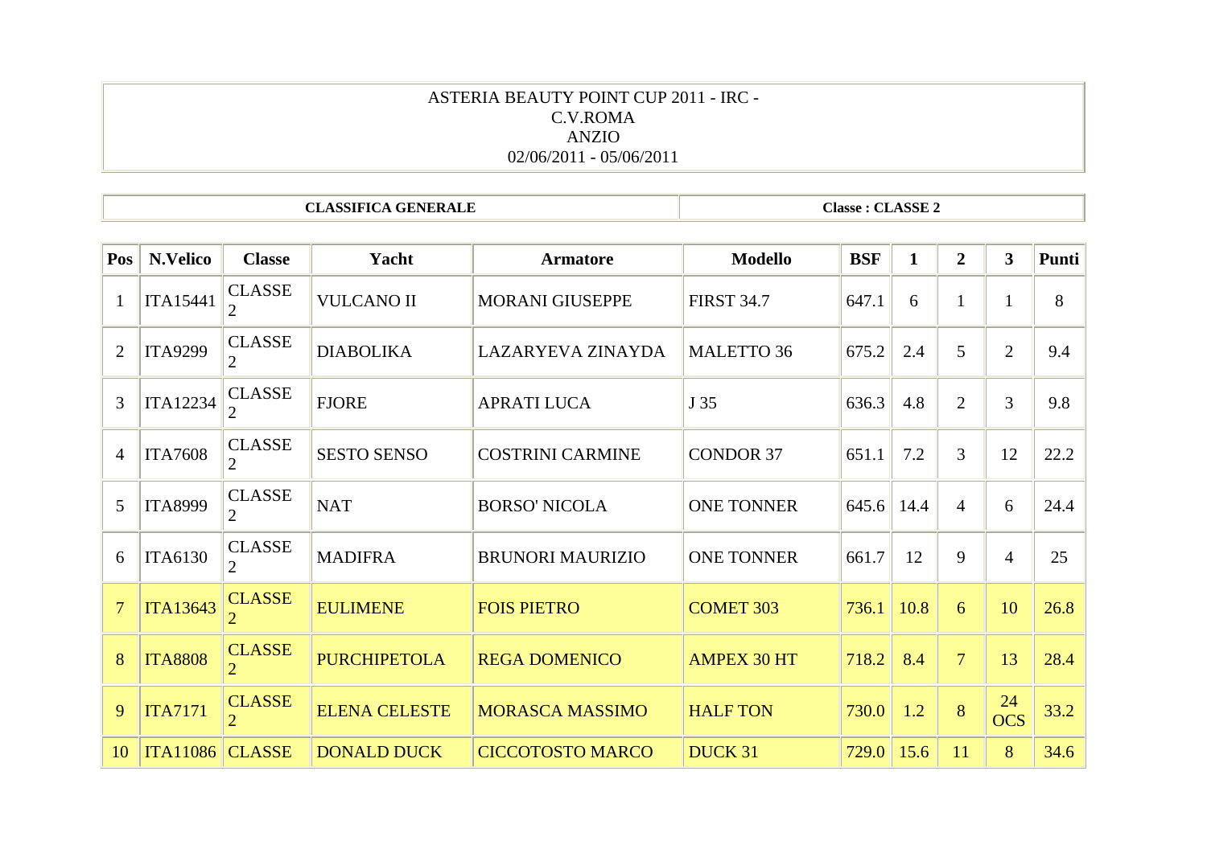ASTERIA BEAUTY POINT CUP 2011 - IRC -
C.V.ROMA
ANZIO
02/06/2011 - 05/06/2011

| CLASSIFICA GENERALE | Classe : CLASSE 2 |
|---|---|

| Pos | N.Velico | Classe | Yacht | Armatore | Modello | BSF | 1 | 2 | 3 | Punti |
|---|---|---|---|---|---|---|---|---|---|---|
| 1 | ITA15441 | CLASSE 2 | VULCANO II | MORANI GIUSEPPE | FIRST 34.7 | 647.1 | 6 | 1 | 1 | 8 |
| 2 | ITA9299 | CLASSE 2 | DIABOLIKA | LAZARYEVA ZINAYDA | MALETTO 36 | 675.2 | 2.4 | 5 | 2 | 9.4 |
| 3 | ITA12234 | CLASSE 2 | FJORE | APRATI LUCA | J 35 | 636.3 | 4.8 | 2 | 3 | 9.8 |
| 4 | ITA7608 | CLASSE 2 | SESTO SENSO | COSTRINI CARMINE | CONDOR 37 | 651.1 | 7.2 | 3 | 12 | 22.2 |
| 5 | ITA8999 | CLASSE 2 | NAT | BORSO' NICOLA | ONE TONNER | 645.6 | 14.4 | 4 | 6 | 24.4 |
| 6 | ITA6130 | CLASSE 2 | MADIFRA | BRUNORI MAURIZIO | ONE TONNER | 661.7 | 12 | 9 | 4 | 25 |
| 7 | ITA13643 | CLASSE 2 | EULIMENE | FOIS PIETRO | COMET 303 | 736.1 | 10.8 | 6 | 10 | 26.8 |
| 8 | ITA8808 | CLASSE 2 | PURCHIPETOLA | REGA DOMENICO | AMPEX 30 HT | 718.2 | 8.4 | 7 | 13 | 28.4 |
| 9 | ITA7171 | CLASSE 2 | ELENA CELESTE | MORASCA MASSIMO | HALF TON | 730.0 | 1.2 | 8 | 24 OCS | 33.2 |
| 10 | ITA11086 | CLASSE | DONALD DUCK | CICCOTOSTO MARCO | DUCK 31 | 729.0 | 15.6 | 11 | 8 | 34.6 |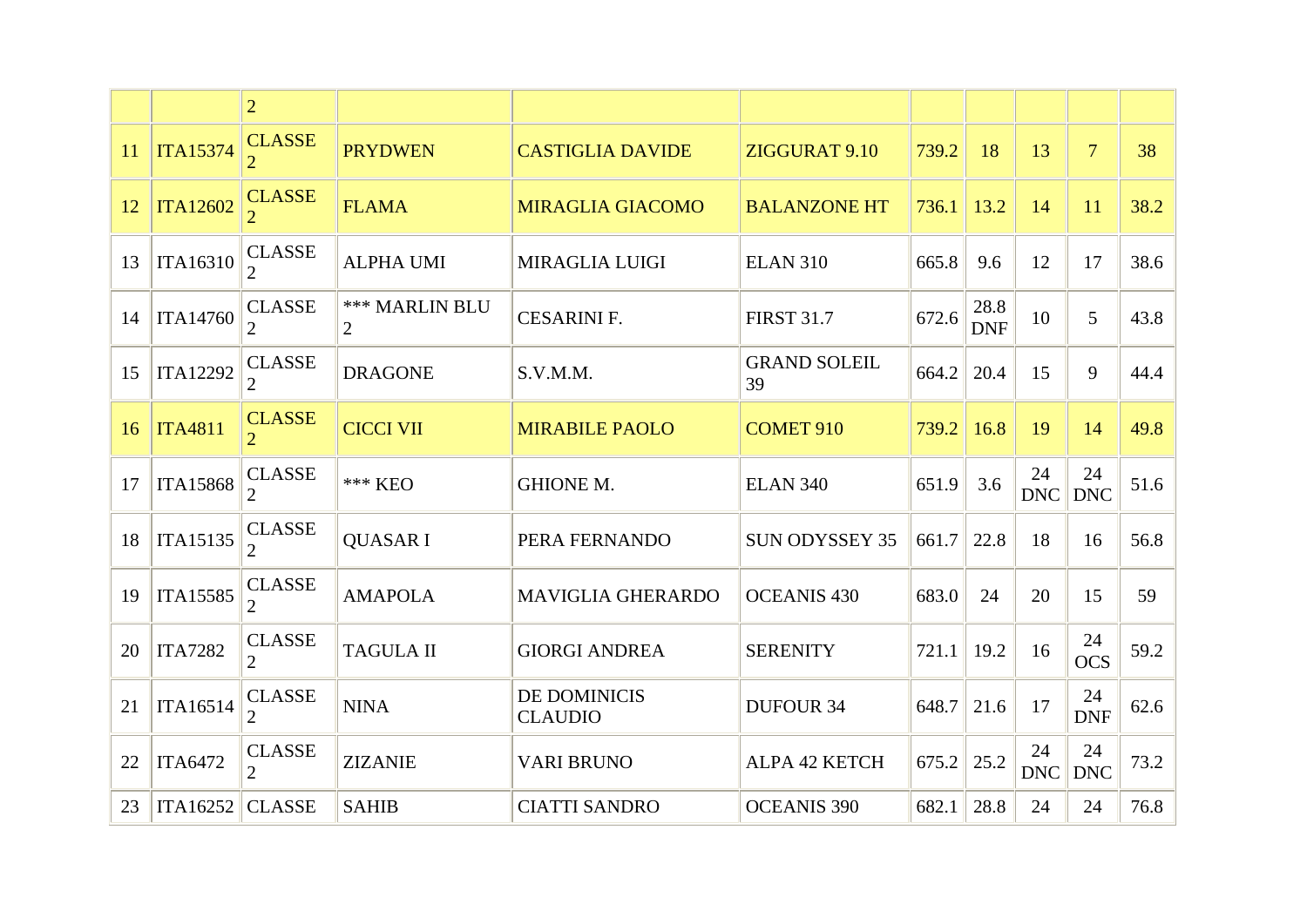| | | 2 | | | | | | | | |
|---|---|---|---|---|---|---|---|---|---|---|
| 11 | ITA15374 | CLASSE 2 | PRYDWEN | CASTIGLIA DAVIDE | ZIGGURAT 9.10 | 739.2 | 18 | 13 | 7 | 38 |
| 12 | ITA12602 | CLASSE 2 | FLAMA | MIRAGLIA GIACOMO | BALANZONE HT | 736.1 | 13.2 | 14 | 11 | 38.2 |
| 13 | ITA16310 | CLASSE 2 | ALPHA UMI | MIRAGLIA LUIGI | ELAN 310 | 665.8 | 9.6 | 12 | 17 | 38.6 |
| 14 | ITA14760 | CLASSE 2 | *** MARLIN BLU 2 | CESARINI F. | FIRST 31.7 | 672.6 | 28.8 DNF | 10 | 5 | 43.8 |
| 15 | ITA12292 | CLASSE 2 | DRAGONE | S.V.M.M. | GRAND SOLEIL 39 | 664.2 | 20.4 | 15 | 9 | 44.4 |
| 16 | ITA4811 | CLASSE 2 | CICCI VII | MIRABILE PAOLO | COMET 910 | 739.2 | 16.8 | 19 | 14 | 49.8 |
| 17 | ITA15868 | CLASSE 2 | *** KEO | GHIONE M. | ELAN 340 | 651.9 | 3.6 | 24 DNC | 24 DNC | 51.6 |
| 18 | ITA15135 | CLASSE 2 | QUASAR I | PERA FERNANDO | SUN ODYSSEY 35 | 661.7 | 22.8 | 18 | 16 | 56.8 |
| 19 | ITA15585 | CLASSE 2 | AMAPOLA | MAVIGLIA GHERARDO | OCEANIS 430 | 683.0 | 24 | 20 | 15 | 59 |
| 20 | ITA7282 | CLASSE 2 | TAGULA II | GIORGI ANDREA | SERENITY | 721.1 | 19.2 | 16 | 24 OCS | 59.2 |
| 21 | ITA16514 | CLASSE 2 | NINA | DE DOMINICIS CLAUDIO | DUFOUR 34 | 648.7 | 21.6 | 17 | 24 DNF | 62.6 |
| 22 | ITA6472 | CLASSE 2 | ZIZANIE | VARI BRUNO | ALPA 42 KETCH | 675.2 | 25.2 | 24 DNC | 24 DNC | 73.2 |
| 23 | ITA16252 | CLASSE | SAHIB | CIATTI SANDRO | OCEANIS 390 | 682.1 | 28.8 | 24 | 24 | 76.8 |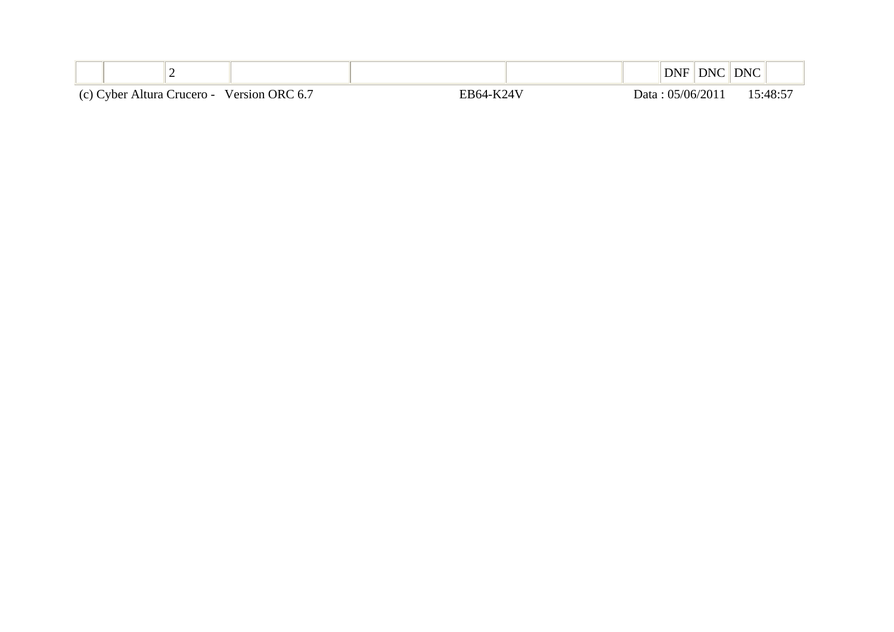|  |  | 2 |  |  |  |  | DNF | DNC | DNC |  |
|---|---|---|---|---|---|---|---|---|---|---|

(c) Cyber Altura Crucero - Version ORC 6.7 EB64-K24V Data : 05/06/2011 15:48:57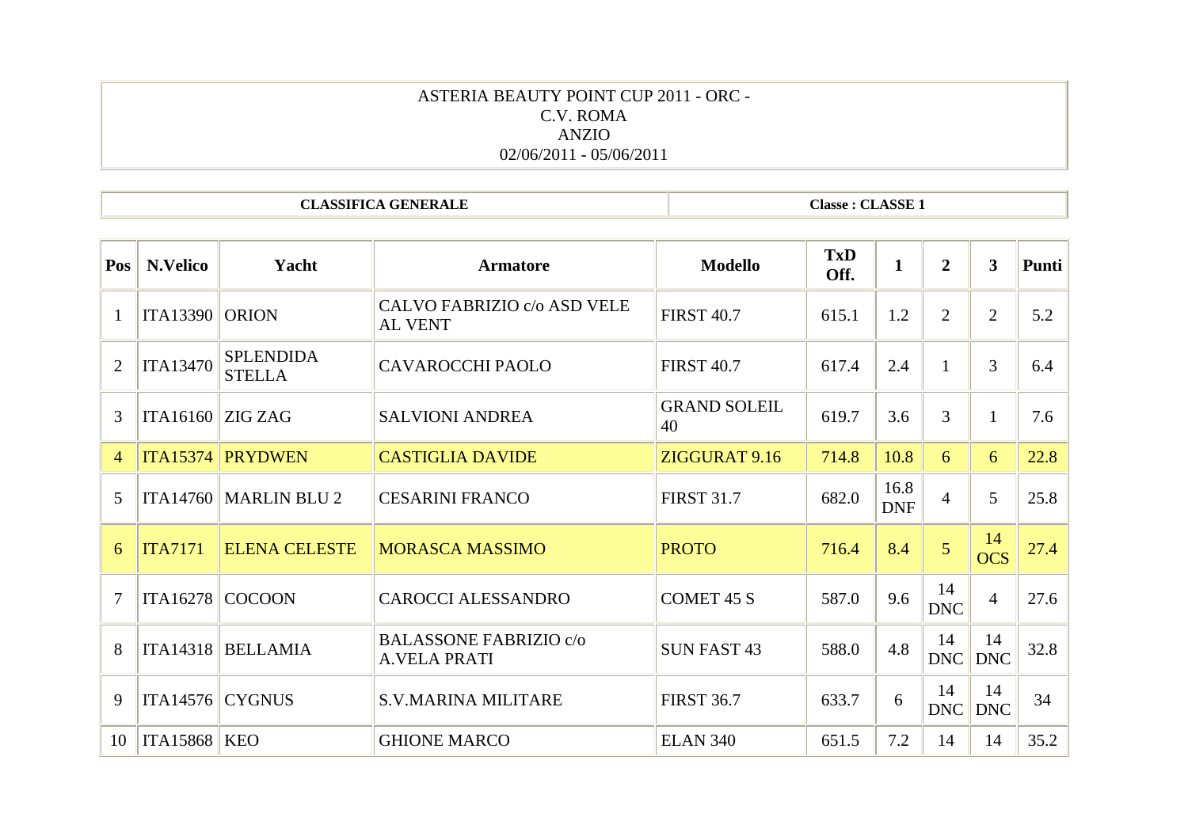ASTERIA BEAUTY POINT CUP 2011 - ORC -
C.V. ROMA
ANZIO
02/06/2011 - 05/06/2011

| **CLASSIFICA GENERALE** | **Classe : CLASSE 1** |
|---|---|

| Pos | N.Velico | Yacht | Armatore | Modello | TxD Off. | 1 | 2 | 3 | Punti |
|---|---|---|---|---|---|---|---|---|---|
| 1 | ITA13390 | ORION | CALVO FABRIZIO c/o ASD VELE AL VENT | FIRST 40.7 | 615.1 | 1.2 | 2 | 2 | 5.2 |
| 2 | ITA13470 | SPLENDIDA STELLA | CAVAROCCHI PAOLO | FIRST 40.7 | 617.4 | 2.4 | 1 | 3 | 6.4 |
| 3 | ITA16160 | ZIG ZAG | SALVIONI ANDREA | GRAND SOLEIL 40 | 619.7 | 3.6 | 3 | 1 | 7.6 |
| 4 | ITA15374 | PRYDWEN | CASTIGLIA DAVIDE | ZIGGURAT 9.16 | 714.8 | 10.8 | 6 | 6 | 22.8 |
| 5 | ITA14760 | MARLIN BLU 2 | CESARINI FRANCO | FIRST 31.7 | 682.0 | 16.8 DNF | 4 | 5 | 25.8 |
| 6 | ITA7171 | ELENA CELESTE | MORASCA MASSIMO | PROTO | 716.4 | 8.4 | 5 | 14 OCS | 27.4 |
| 7 | ITA16278 | COCOON | CAROCCI ALESSANDRO | COMET 45 S | 587.0 | 9.6 | 14 DNC | 4 | 27.6 |
| 8 | ITA14318 | BELLAMIA | BALASSONE FABRIZIO c/o A.VELA PRATI | SUN FAST 43 | 588.0 | 4.8 | 14 DNC | 14 DNC | 32.8 |
| 9 | ITA14576 | CYGNUS | S.V.MARINA MILITARE | FIRST 36.7 | 633.7 | 6 | 14 DNC | 14 DNC | 34 |
| 10 | ITA15868 | KEO | GHIONE MARCO | ELAN 340 | 651.5 | 7.2 | 14 | 14 | 35.2 |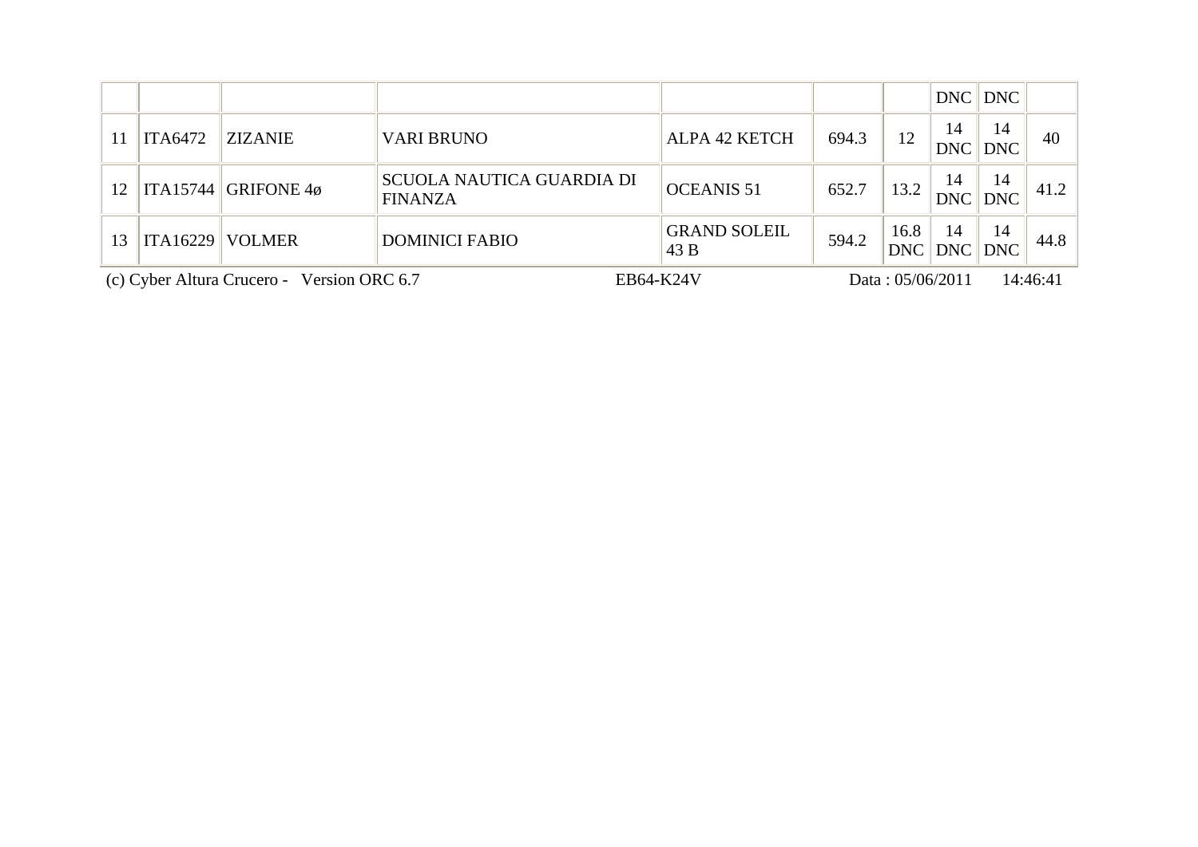| | | | | | | | | | |
|---|---|---|---|---|---|---|---|---|---|
| | | | | | | | DNC | DNC | |
| 11 | ITA6472 | ZIZANIE | VARI BRUNO | ALPA 42 KETCH | 694.3 | 12 | 14 DNC | 14 DNC | 40 |
| 12 | ITA15744 | GRIFONE 4ø | SCUOLA NAUTICA GUARDIA DI FINANZA | OCEANIS 51 | 652.7 | 13.2 | 14 DNC | 14 DNC | 41.2 |
| 13 | ITA16229 | VOLMER | DOMINICI FABIO | GRAND SOLEIL 43 B | 594.2 | 16.8 DNC | 14 DNC | 14 DNC | 44.8 |

(c) Cyber Altura Crucero - Version ORC 6.7 EB64-K24V Data : 05/06/2011 14:46:41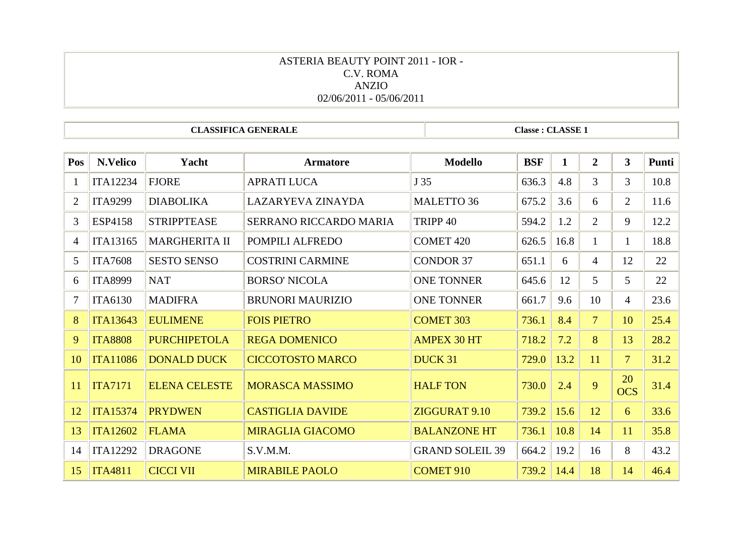ASTERIA BEAUTY POINT 2011 - IOR -
C.V. ROMA
ANZIO
02/06/2011 - 05/06/2011

| CLASSIFICA GENERALE | Classe : CLASSE 1 |
|---|---|

| Pos | N.Velico | Yacht | Armatore | Modello | BSF | 1 | 2 | 3 | Punti |
|---|---|---|---|---|---|---|---|---|---|
| 1 | ITA12234 | FJORE | APRATI LUCA | J 35 | 636.3 | 4.8 | 3 | 3 | 10.8 |
| 2 | ITA9299 | DIABOLIKA | LAZARYEVA ZINAYDA | MALETTO 36 | 675.2 | 3.6 | 6 | 2 | 11.6 |
| 3 | ESP4158 | STRIPPTEASE | SERRANO RICCARDO MARIA | TRIPP 40 | 594.2 | 1.2 | 2 | 9 | 12.2 |
| 4 | ITA13165 | MARGHERITA II | POMPILI ALFREDO | COMET 420 | 626.5 | 16.8 | 1 | 1 | 18.8 |
| 5 | ITA7608 | SESTO SENSO | COSTRINI CARMINE | CONDOR 37 | 651.1 | 6 | 4 | 12 | 22 |
| 6 | ITA8999 | NAT | BORSO' NICOLA | ONE TONNER | 645.6 | 12 | 5 | 5 | 22 |
| 7 | ITA6130 | MADIFRA | BRUNORI MAURIZIO | ONE TONNER | 661.7 | 9.6 | 10 | 4 | 23.6 |
| 8 | ITA13643 | EULIMENE | FOIS PIETRO | COMET 303 | 736.1 | 8.4 | 7 | 10 | 25.4 |
| 9 | ITA8808 | PURCHIPETOLA | REGA DOMENICO | AMPEX 30 HT | 718.2 | 7.2 | 8 | 13 | 28.2 |
| 10 | ITA11086 | DONALD DUCK | CICCOTOSTO MARCO | DUCK 31 | 729.0 | 13.2 | 11 | 7 | 31.2 |
| 11 | ITA7171 | ELENA CELESTE | MORASCA MASSIMO | HALF TON | 730.0 | 2.4 | 9 | 20 OCS | 31.4 |
| 12 | ITA15374 | PRYDWEN | CASTIGLIA DAVIDE | ZIGGURAT 9.10 | 739.2 | 15.6 | 12 | 6 | 33.6 |
| 13 | ITA12602 | FLAMA | MIRAGLIA GIACOMO | BALANZONE HT | 736.1 | 10.8 | 14 | 11 | 35.8 |
| 14 | ITA12292 | DRAGONE | S.V.M.M. | GRAND SOLEIL 39 | 664.2 | 19.2 | 16 | 8 | 43.2 |
| 15 | ITA4811 | CICCI VII | MIRABILE PAOLO | COMET 910 | 739.2 | 14.4 | 18 | 14 | 46.4 |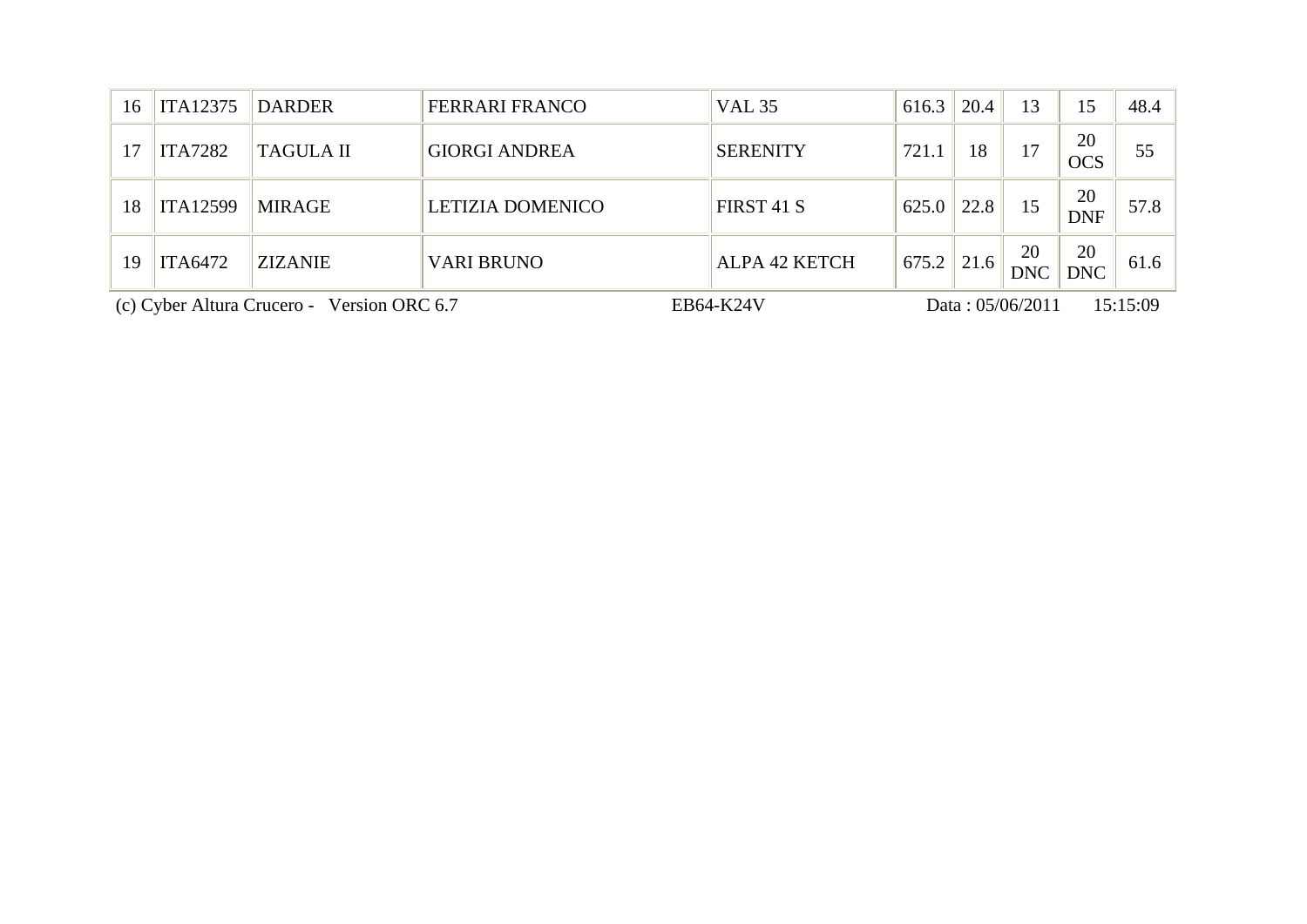| 16 | ITA12375 | DARDER | FERRARI FRANCO | VAL 35 | 616.3 | 20.4 | 13 | 15 | 48.4 |
|---|---|---|---|---|---|---|---|---|---|
| 17 | ITA7282 | TAGULA II | GIORGI ANDREA | SERENITY | 721.1 | 18 | 17 | 20 OCS | 55 |
| 18 | ITA12599 | MIRAGE | LETIZIA DOMENICO | FIRST 41 S | 625.0 | 22.8 | 15 | 20 DNF | 57.8 |
| 19 | ITA6472 | ZIZANIE | VARI BRUNO | ALPA 42 KETCH | 675.2 | 21.6 | 20 DNC | 20 DNC | 61.6 |

(c) Cyber Altura Crucero - Version ORC 6.7 EB64-K24V Data : 05/06/2011 15:15:09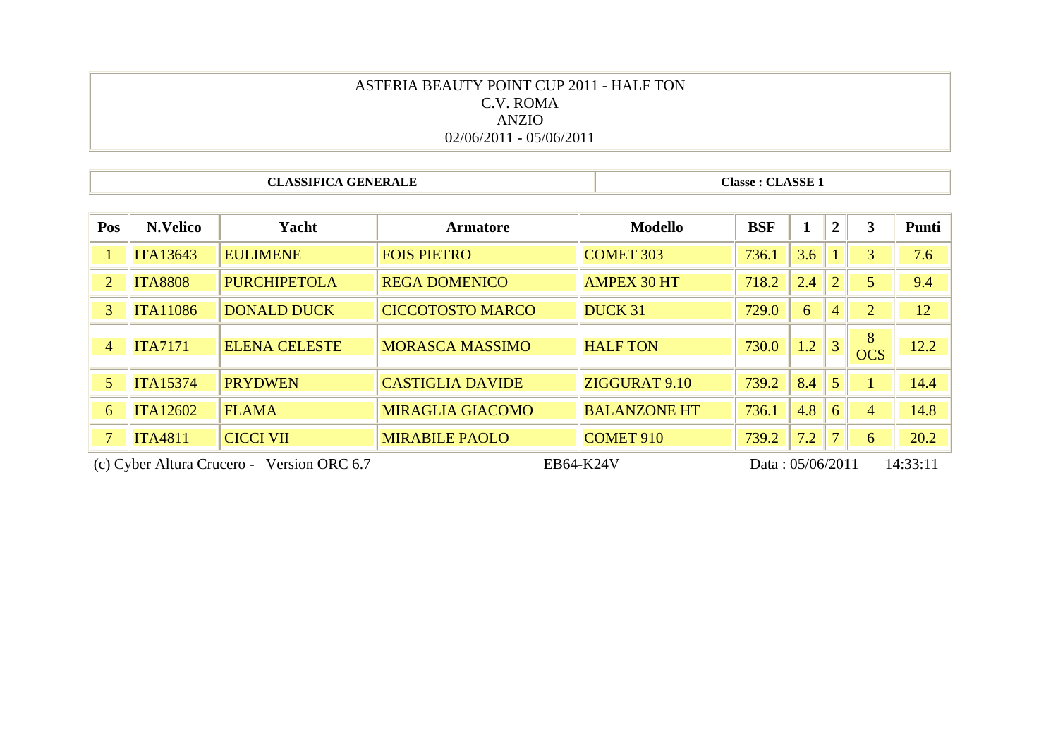ASTERIA BEAUTY POINT CUP 2011 - HALF TON
C.V. ROMA
ANZIO
02/06/2011 - 05/06/2011

**CLASSIFICA GENERALE** | **Classe : CLASSE 1**

| Pos | N.Velico | Yacht | Armatore | Modello | BSF | 1 | 2 | 3 | Punti |
|---|---|---|---|---|---|---|---|---|---|
| 1 | ITA13643 | EULIMENE | FOIS PIETRO | COMET 303 | 736.1 | 3.6 | 1 | 3 | 7.6 |
| 2 | ITA8808 | PURCHIPETOLA | REGA DOMENICO | AMPEX 30 HT | 718.2 | 2.4 | 2 | 5 | 9.4 |
| 3 | ITA11086 | DONALD DUCK | CICCOTOSTO MARCO | DUCK 31 | 729.0 | 6 | 4 | 2 | 12 |
| 4 | ITA7171 | ELENA CELESTE | MORASCA MASSIMO | HALF TON | 730.0 | 1.2 | 3 | 8 OCS | 12.2 |
| 5 | ITA15374 | PRYDWEN | CASTIGLIA DAVIDE | ZIGGURAT 9.10 | 739.2 | 8.4 | 5 | 1 | 14.4 |
| 6 | ITA12602 | FLAMA | MIRAGLIA GIACOMO | BALANZONE HT | 736.1 | 4.8 | 6 | 4 | 14.8 |
| 7 | ITA4811 | CICCI VII | MIRABILE PAOLO | COMET 910 | 739.2 | 7.2 | 7 | 6 | 20.2 |

(c) Cyber Altura Crucero - Version ORC 6.7 EB64-K24V Data : 05/06/2011 14:33:11